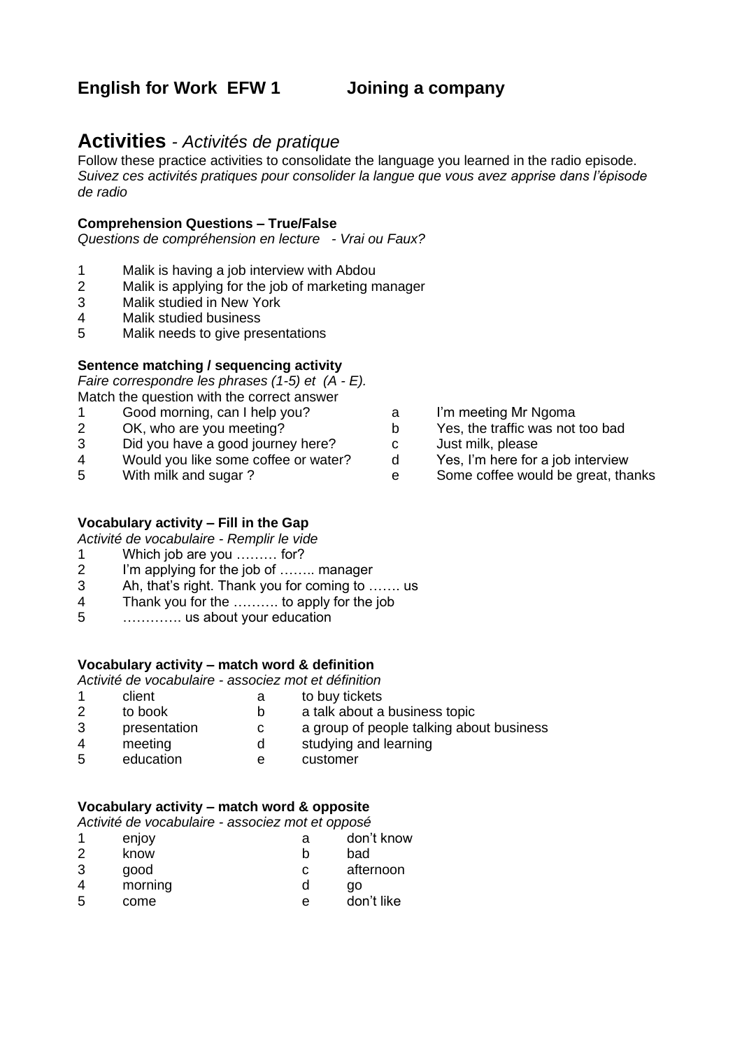## English for Work EFW 1 Joining a company

# Activities - *Activités de pratique*

Follow these practice activities to consolidate the language you learned in the radio episode.
*Suivez ces activités pratiques pour consolider la langue que vous avez apprise dans l'épisode de radio*

### Comprehension Questions – True/False

*Questions de compréhension en lecture - Vrai ou Faux?*

1 Malik is having a job interview with Abdou
2 Malik is applying for the job of marketing manager
3 Malik studied in New York
4 Malik studied business
5 Malik needs to give presentations

### Sentence matching / sequencing activity

*Faire correspondre les phrases (1-5) et (A - E).*
Match the question with the correct answer

| | | | |
|---|---|---|---|
| 1 | Good morning, can I help you? | a | I'm meeting Mr Ngoma |
| 2 | OK, who are you meeting? | b | Yes, the traffic was not too bad |
| 3 | Did you have a good journey here? | c | Just milk, please |
| 4 | Would you like some coffee or water? | d | Yes, I'm here for a job interview |
| 5 | With milk and sugar ? | e | Some coffee would be great, thanks |

### Vocabulary activity – Fill in the Gap

*Activité de vocabulaire - Remplir le vide*

1 Which job are you ……… for?
2 I'm applying for the job of …….. manager
3 Ah, that's right. Thank you for coming to ……. us
4 Thank you for the ………. to apply for the job
5 …………. us about your education

### Vocabulary activity – match word & definition

*Activité de vocabulaire - associez mot et définition*

| | | | |
|---|---|---|---|
| 1 | client | a | to buy tickets |
| 2 | to book | b | a talk about a business topic |
| 3 | presentation | c | a group of people talking about business |
| 4 | meeting | d | studying and learning |
| 5 | education | e | customer |

### Vocabulary activity – match word & opposite

*Activité de vocabulaire - associez mot et opposé*

| | | | |
|---|---|---|---|
| 1 | enjoy | a | don't know |
| 2 | know | b | bad |
| 3 | good | c | afternoon |
| 4 | morning | d | go |
| 5 | come | e | don't like |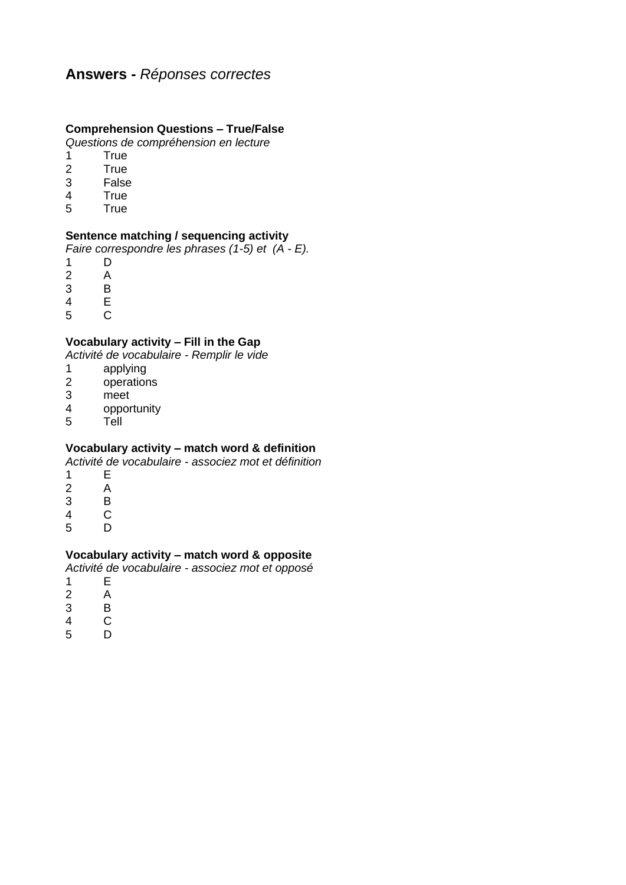## **Answers -** *Réponses correctes*

### Comprehension Questions – True/False

*Questions de compréhension en lecture*

1 True
2 True
3 False
4 True
5 True

### Sentence matching / sequencing activity

*Faire correspondre les phrases (1-5) et (A - E).*

1 D
2 A
3 B
4 E
5 C

### Vocabulary activity – Fill in the Gap

*Activité de vocabulaire - Remplir le vide*

1 applying
2 operations
3 meet
4 opportunity
5 Tell

### Vocabulary activity – match word & definition

*Activité de vocabulaire - associez mot et définition*

1 E
2 A
3 B
4 C
5 D

### Vocabulary activity – match word & opposite

*Activité de vocabulaire - associez mot et opposé*

1 E
2 A
3 B
4 C
5 D